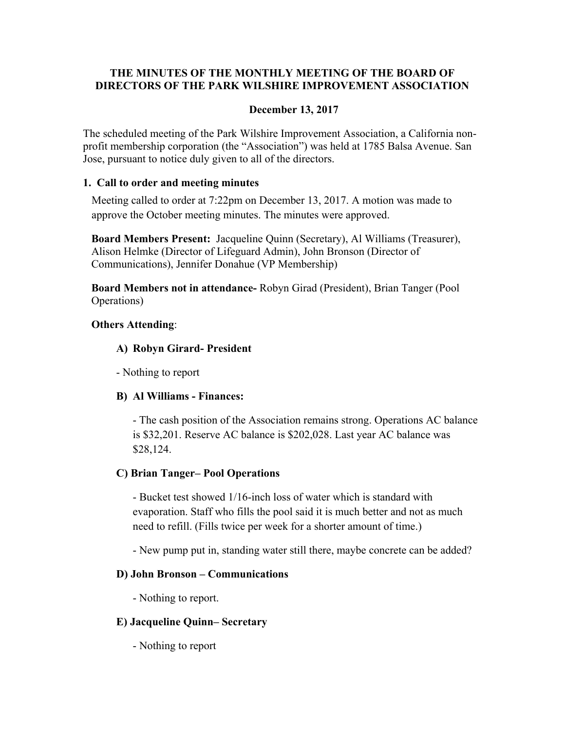# THE MINUTES OF THE MONTHLY MEETING OF THE BOARD OF DIRECTORS OF THE PARK WILSHIRE IMPROVEMENT ASSOCIATION

**December 13, 2017**

The scheduled meeting of the Park Wilshire Improvement Association, a California non-profit membership corporation (the "Association") was held at 1785 Balsa Avenue. San Jose, pursuant to notice duly given to all of the directors.

## 1. Call to order and meeting minutes

Meeting called to order at 7:22pm on December 13, 2017. A motion was made to approve the October meeting minutes. The minutes were approved.

**Board Members Present:** Jacqueline Quinn (Secretary), Al Williams (Treasurer), Alison Helmke (Director of Lifeguard Admin), John Bronson (Director of Communications), Jennifer Donahue (VP Membership)

**Board Members not in attendance-** Robyn Girad (President), Brian Tanger (Pool Operations)

**Others Attending**:

### A) Robyn Girard- President

- Nothing to report

### B) Al Williams - Finances:

- The cash position of the Association remains strong. Operations AC balance is $32,201. Reserve AC balance is $202,028. Last year AC balance was $28,124.

### C) Brian Tanger– Pool Operations

- Bucket test showed 1/16-inch loss of water which is standard with evaporation. Staff who fills the pool said it is much better and not as much need to refill. (Fills twice per week for a shorter amount of time.)

- New pump put in, standing water still there, maybe concrete can be added?

### D) John Bronson – Communications

- Nothing to report.

### E) Jacqueline Quinn– Secretary

- Nothing to report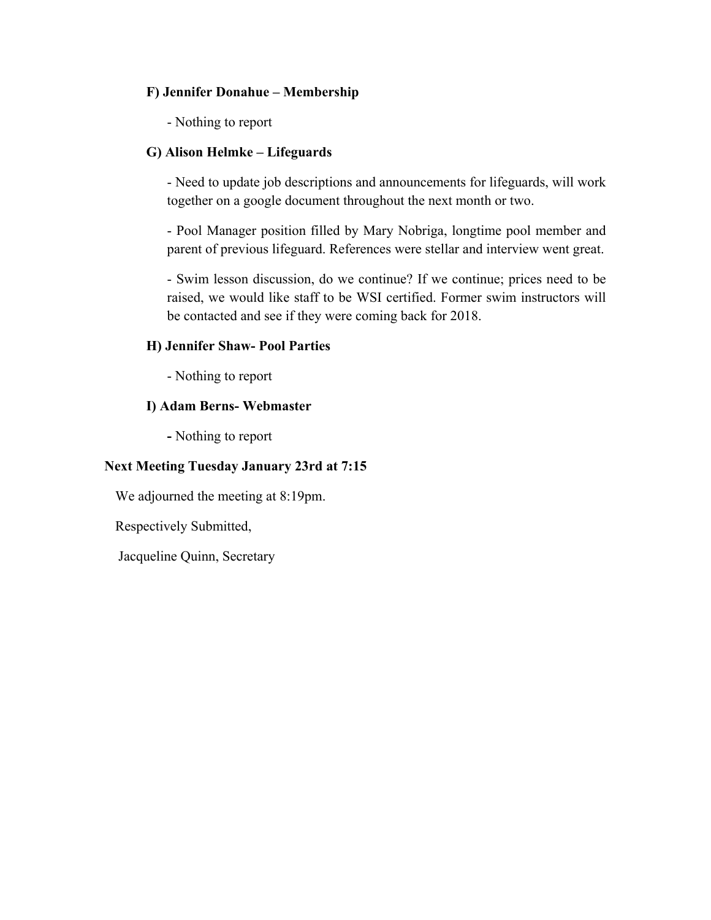**F) Jennifer Donahue – Membership**

- Nothing to report

**G) Alison Helmke – Lifeguards**

- Need to update job descriptions and announcements for lifeguards, will work together on a google document throughout the next month or two.

- Pool Manager position filled by Mary Nobriga, longtime pool member and parent of previous lifeguard. References were stellar and interview went great.

- Swim lesson discussion, do we continue? If we continue; prices need to be raised, we would like staff to be WSI certified. Former swim instructors will be contacted and see if they were coming back for 2018.

**H) Jennifer Shaw- Pool Parties**

- Nothing to report

**I) Adam Berns- Webmaster**

- Nothing to report

**Next Meeting Tuesday January 23rd at 7:15**

We adjourned the meeting at 8:19pm.

Respectively Submitted,

Jacqueline Quinn, Secretary